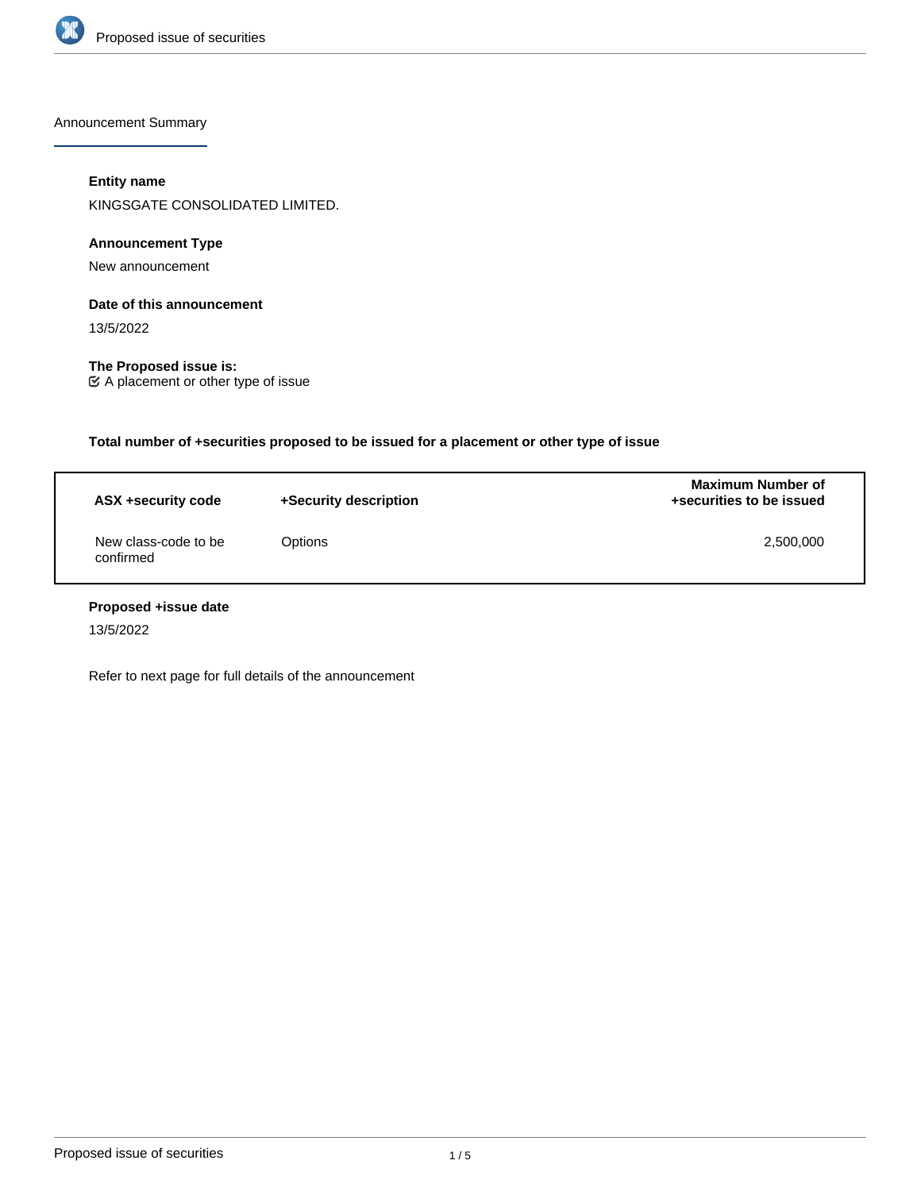## Announcement Summary

### Entity name

KINGSGATE CONSOLIDATED LIMITED.

### Announcement Type

New announcement

### Date of this announcement

13/5/2022

### The Proposed issue is:

☑ A placement or other type of issue

### Total number of +securities proposed to be issued for a placement or other type of issue

| ASX +security code | +Security description | Maximum Number of +securities to be issued |
|---|---|---|
| New class-code to be confirmed | Options | 2,500,000 |

### Proposed +issue date

13/5/2022

Refer to next page for full details of the announcement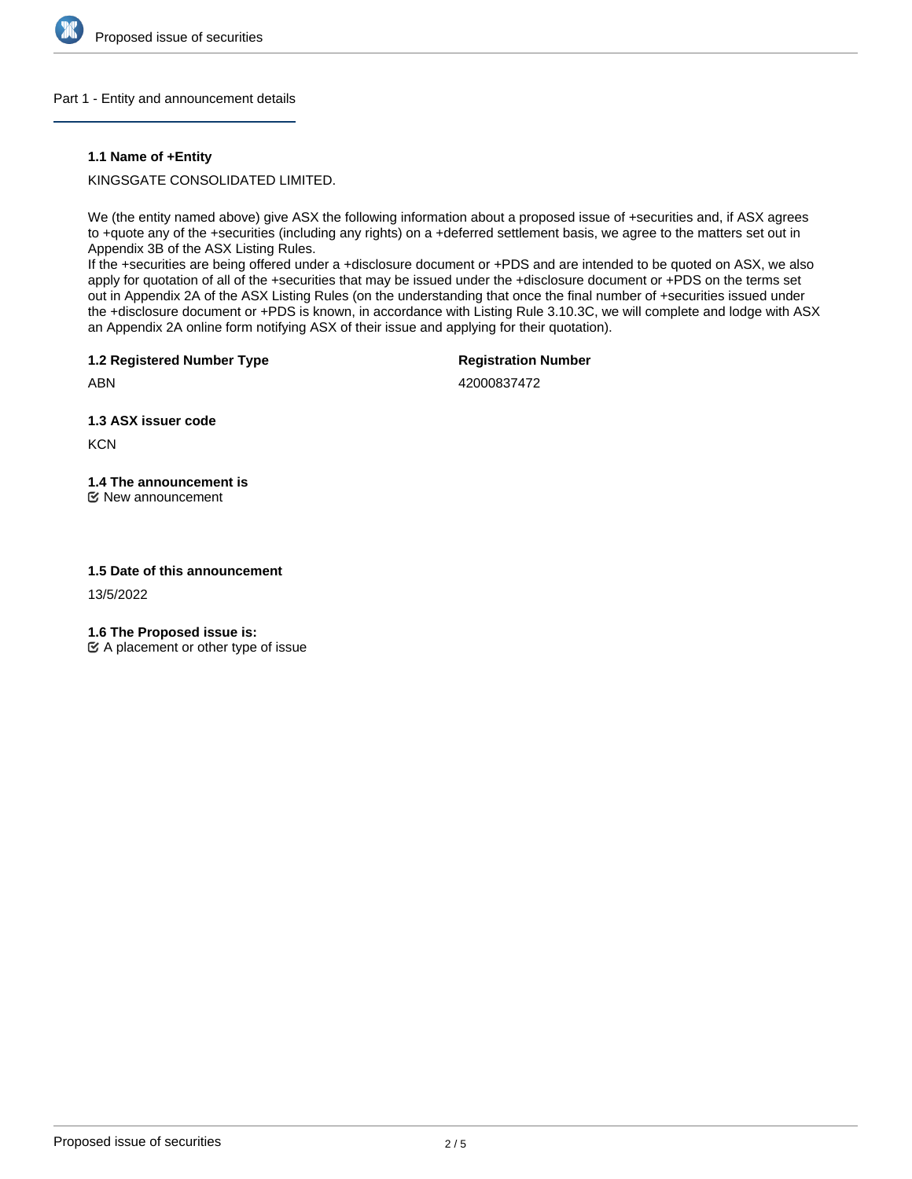## Part 1 - Entity and announcement details

### 1.1 Name of +Entity

KINGSGATE CONSOLIDATED LIMITED.

We (the entity named above) give ASX the following information about a proposed issue of +securities and, if ASX agrees to +quote any of the +securities (including any rights) on a +deferred settlement basis, we agree to the matters set out in Appendix 3B of the ASX Listing Rules.
If the +securities are being offered under a +disclosure document or +PDS and are intended to be quoted on ASX, we also apply for quotation of all of the +securities that may be issued under the +disclosure document or +PDS on the terms set out in Appendix 2A of the ASX Listing Rules (on the understanding that once the final number of +securities issued under the +disclosure document or +PDS is known, in accordance with Listing Rule 3.10.3C, we will complete and lodge with ASX an Appendix 2A online form notifying ASX of their issue and applying for their quotation).

**1.2 Registered Number Type**

ABN

**Registration Number**

42000837472

**1.3 ASX issuer code**

KCN

**1.4 The announcement is**

New announcement

**1.5 Date of this announcement**

13/5/2022

**1.6 The Proposed issue is:**

A placement or other type of issue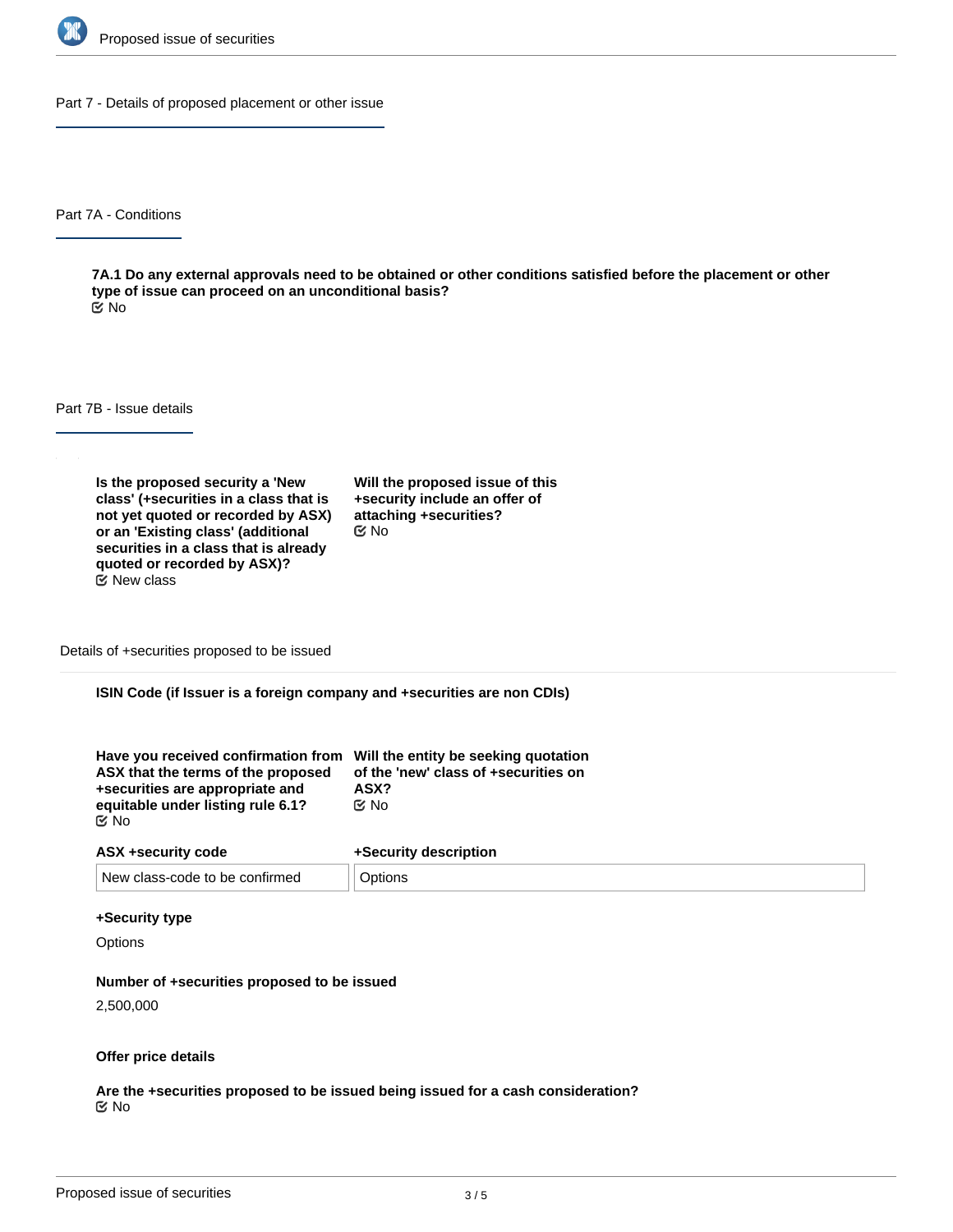## Part 7 - Details of proposed placement or other issue

### Part 7A - Conditions

**7A.1 Do any external approvals need to be obtained or other conditions satisfied before the placement or other type of issue can proceed on an unconditional basis?**

No

### Part 7B - Issue details

**Is the proposed security a 'New class' (+securities in a class that is not yet quoted or recorded by ASX) or an 'Existing class' (additional securities in a class that is already quoted or recorded by ASX)?**

New class

**Will the proposed issue of this +security include an offer of attaching +securities?**

No

#### Details of +securities proposed to be issued

**ISIN Code (if Issuer is a foreign company and +securities are non CDIs)**

**Have you received confirmation from ASX that the terms of the proposed +securities are appropriate and equitable under listing rule 6.1?**

No

**Will the entity be seeking quotation of the 'new' class of +securities on ASX?**

No

| ASX +security code | +Security description |
| --- | --- |
| New class-code to be confirmed | Options |

**+Security type**

Options

**Number of +securities proposed to be issued**

2,500,000

**Offer price details**

**Are the +securities proposed to be issued being issued for a cash consideration?**

No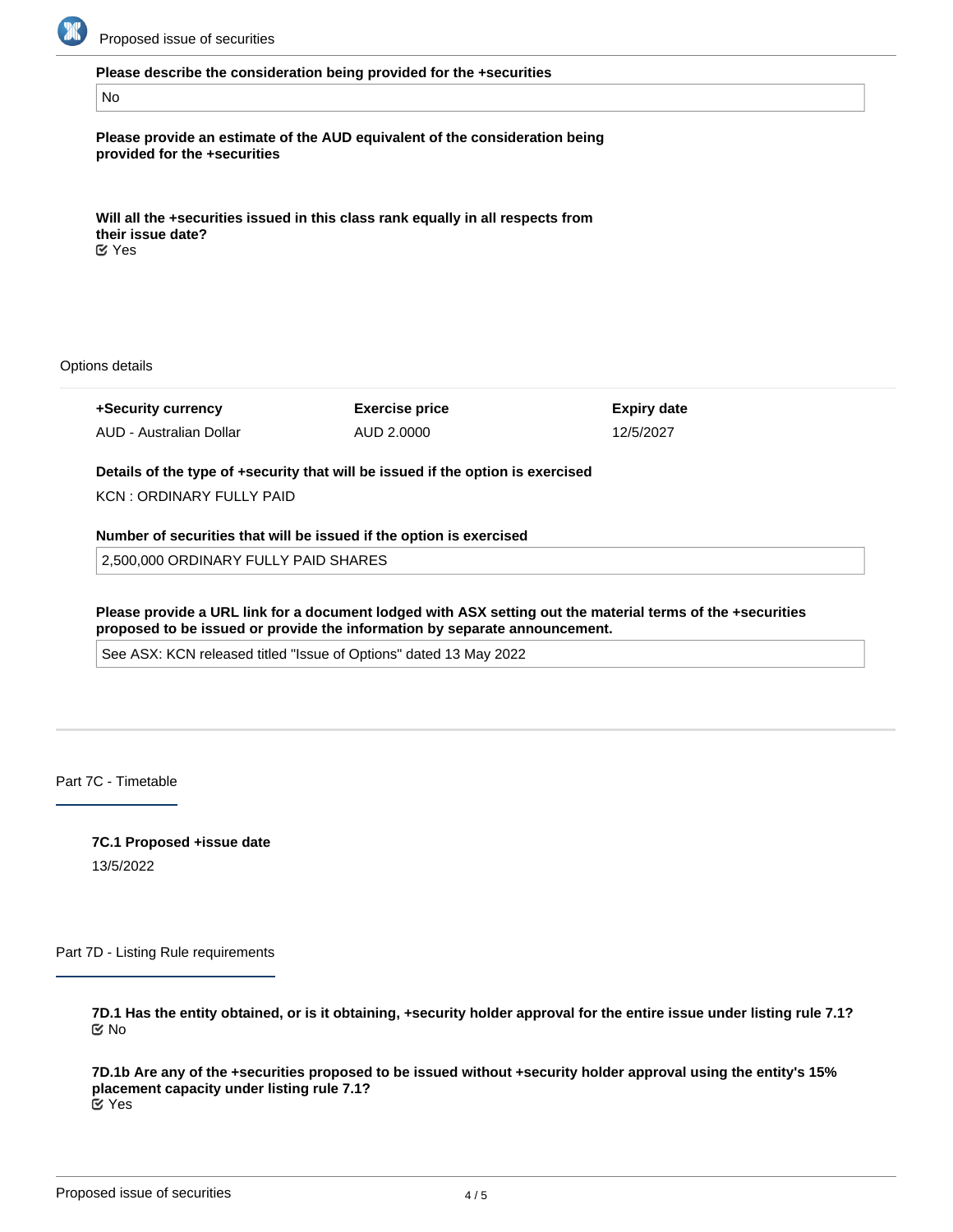**Please describe the consideration being provided for the +securities**

No

**Please provide an estimate of the AUD equivalent of the consideration being provided for the +securities**

**Will all the +securities issued in this class rank equally in all respects from their issue date?**

☑ Yes

Options details

| +Security currency | Exercise price | Expiry date |
|---|---|---|
| AUD - Australian Dollar | AUD 2.0000 | 12/5/2027 |

**Details of the type of +security that will be issued if the option is exercised**

KCN : ORDINARY FULLY PAID

**Number of securities that will be issued if the option is exercised**

2,500,000 ORDINARY FULLY PAID SHARES

**Please provide a URL link for a document lodged with ASX setting out the material terms of the +securities proposed to be issued or provide the information by separate announcement.**

See ASX: KCN released titled "Issue of Options" dated 13 May 2022

## Part 7C - Timetable

**7C.1 Proposed +issue date**

13/5/2022

## Part 7D - Listing Rule requirements

**7D.1 Has the entity obtained, or is it obtaining, +security holder approval for the entire issue under listing rule 7.1?**

☑ No

**7D.1b Are any of the +securities proposed to be issued without +security holder approval using the entity's 15% placement capacity under listing rule 7.1?**

☑ Yes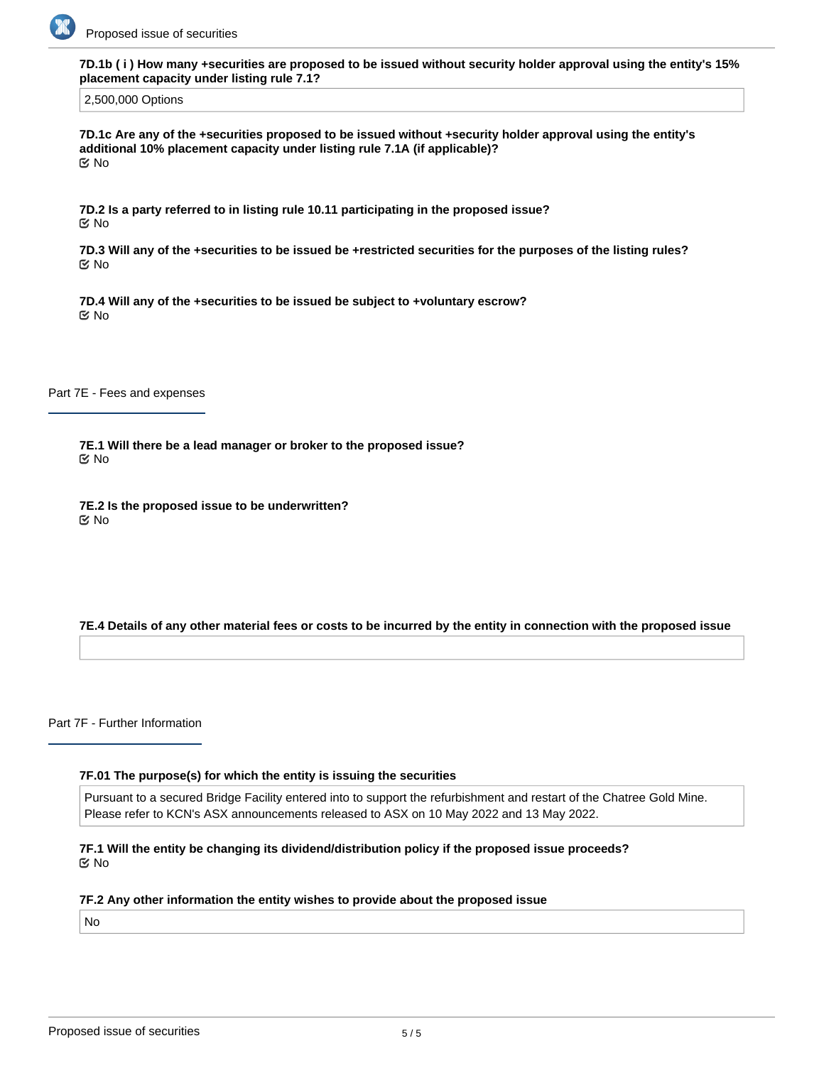**7D.1b ( i ) How many +securities are proposed to be issued without security holder approval using the entity's 15% placement capacity under listing rule 7.1?**

2,500,000 Options

**7D.1c Are any of the +securities proposed to be issued without +security holder approval using the entity's additional 10% placement capacity under listing rule 7.1A (if applicable)?**

No

**7D.2 Is a party referred to in listing rule 10.11 participating in the proposed issue?**

No

**7D.3 Will any of the +securities to be issued be +restricted securities for the purposes of the listing rules?**

No

**7D.4 Will any of the +securities to be issued be subject to +voluntary escrow?**

No

## Part 7E - Fees and expenses

**7E.1 Will there be a lead manager or broker to the proposed issue?**

No

**7E.2 Is the proposed issue to be underwritten?**

No

**7E.4 Details of any other material fees or costs to be incurred by the entity in connection with the proposed issue**

## Part 7F - Further Information

**7F.01 The purpose(s) for which the entity is issuing the securities**

Pursuant to a secured Bridge Facility entered into to support the refurbishment and restart of the Chatree Gold Mine. Please refer to KCN's ASX announcements released to ASX on 10 May 2022 and 13 May 2022.

**7F.1 Will the entity be changing its dividend/distribution policy if the proposed issue proceeds?**

No

**7F.2 Any other information the entity wishes to provide about the proposed issue**

No